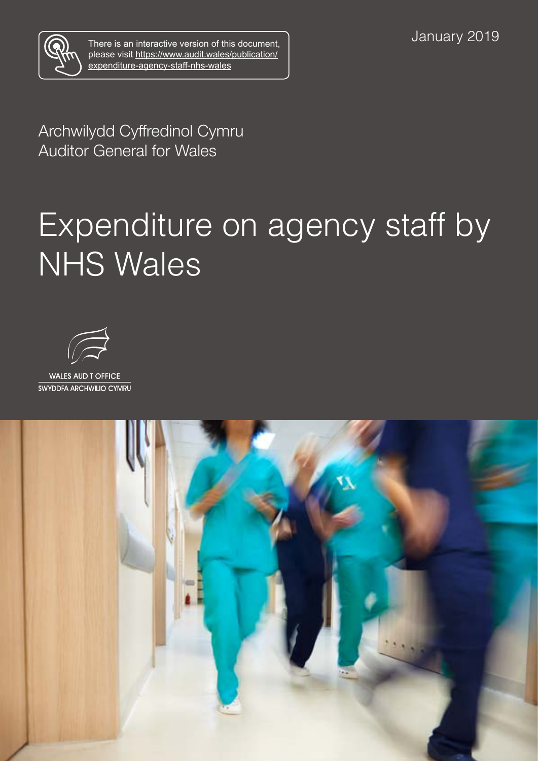January 2019

There is an interactive version of this document, please visit https://www.audit.wales/publication/expenditure-agency-staff-nhs-wales

Archwilydd Cyffredinol Cymru
Auditor General for Wales

# Expenditure on agency staff by NHS Wales

WALES AUDIT OFFICE
SWYDDFA ARCHWILIO CYMRU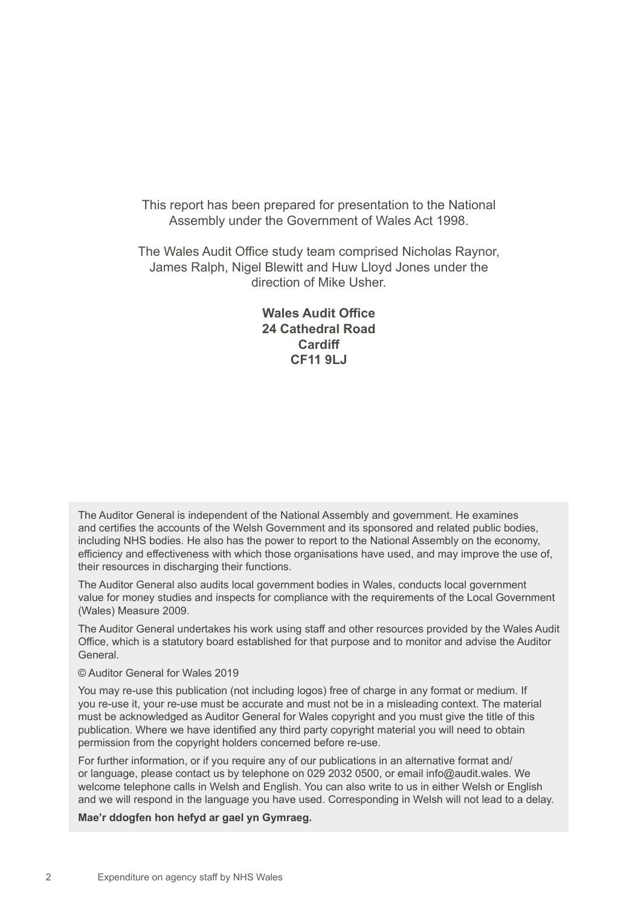This report has been prepared for presentation to the National Assembly under the Government of Wales Act 1998.

The Wales Audit Office study team comprised Nicholas Raynor, James Ralph, Nigel Blewitt and Huw Lloyd Jones under the direction of Mike Usher.

**Wales Audit Office**
**24 Cathedral Road**
**Cardiff**
**CF11 9LJ**

The Auditor General is independent of the National Assembly and government. He examines and certifies the accounts of the Welsh Government and its sponsored and related public bodies, including NHS bodies. He also has the power to report to the National Assembly on the economy, efficiency and effectiveness with which those organisations have used, and may improve the use of, their resources in discharging their functions.

The Auditor General also audits local government bodies in Wales, conducts local government value for money studies and inspects for compliance with the requirements of the Local Government (Wales) Measure 2009.

The Auditor General undertakes his work using staff and other resources provided by the Wales Audit Office, which is a statutory board established for that purpose and to monitor and advise the Auditor General.

© Auditor General for Wales 2019

You may re-use this publication (not including logos) free of charge in any format or medium. If you re-use it, your re-use must be accurate and must not be in a misleading context. The material must be acknowledged as Auditor General for Wales copyright and you must give the title of this publication. Where we have identified any third party copyright material you will need to obtain permission from the copyright holders concerned before re-use.

For further information, or if you require any of our publications in an alternative format and/or language, please contact us by telephone on 029 2032 0500, or email info@audit.wales. We welcome telephone calls in Welsh and English. You can also write to us in either Welsh or English and we will respond in the language you have used. Corresponding in Welsh will not lead to a delay.

**Mae'r ddogfen hon hefyd ar gael yn Gymraeg.**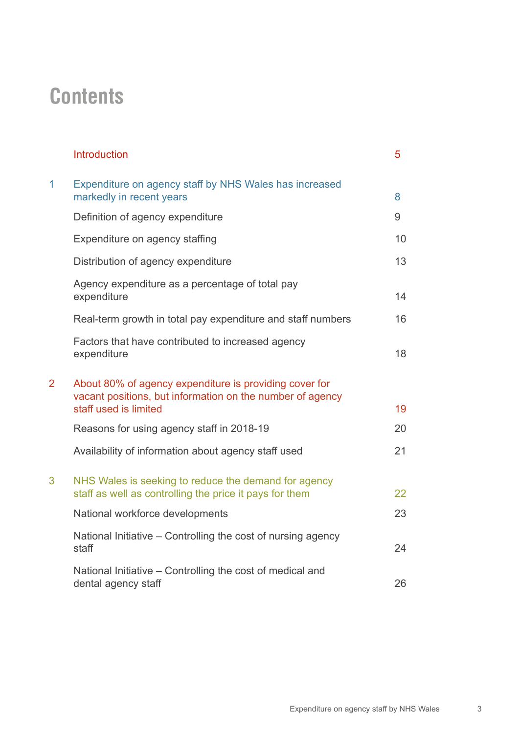# Contents

| | | |
|---|---|---|
| | Introduction | 5 |
| 1 | Expenditure on agency staff by NHS Wales has increased markedly in recent years | 8 |
| | Definition of agency expenditure | 9 |
| | Expenditure on agency staffing | 10 |
| | Distribution of agency expenditure | 13 |
| | Agency expenditure as a percentage of total pay expenditure | 14 |
| | Real-term growth in total pay expenditure and staff numbers | 16 |
| | Factors that have contributed to increased agency expenditure | 18 |
| 2 | About 80% of agency expenditure is providing cover for vacant positions, but information on the number of agency staff used is limited | 19 |
| | Reasons for using agency staff in 2018-19 | 20 |
| | Availability of information about agency staff used | 21 |
| 3 | NHS Wales is seeking to reduce the demand for agency staff as well as controlling the price it pays for them | 22 |
| | National workforce developments | 23 |
| | National Initiative – Controlling the cost of nursing agency staff | 24 |
| | National Initiative – Controlling the cost of medical and dental agency staff | 26 |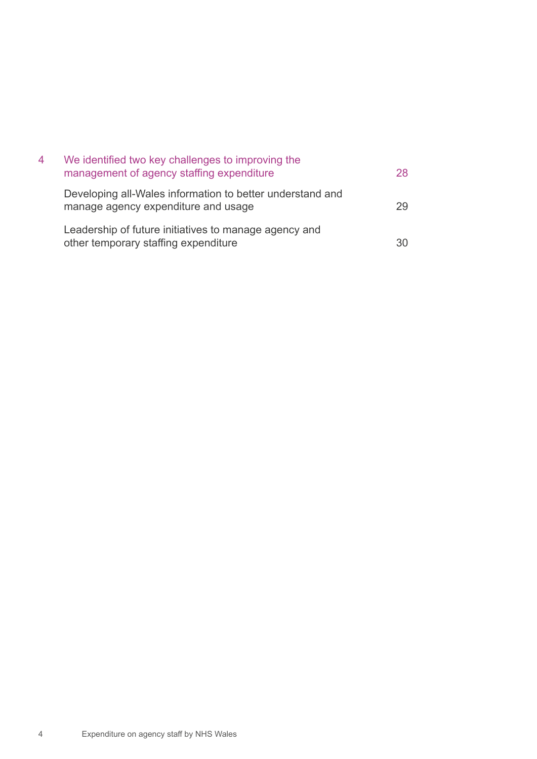| | | |
|---|---|---|
| 4 | We identified two key challenges to improving the management of agency staffing expenditure | 28 |
| | Developing all-Wales information to better understand and manage agency expenditure and usage | 29 |
| | Leadership of future initiatives to manage agency and other temporary staffing expenditure | 30 |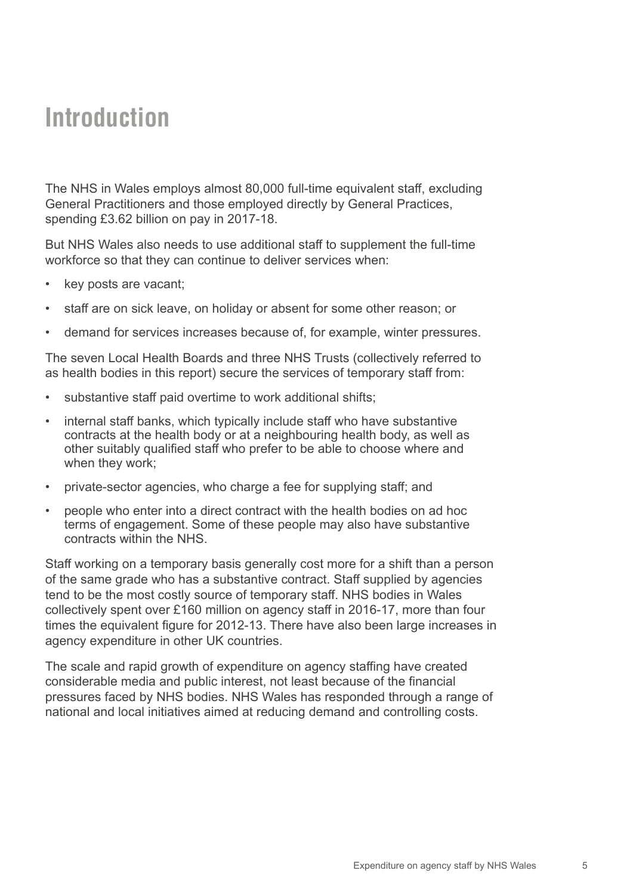# Introduction

The NHS in Wales employs almost 80,000 full-time equivalent staff, excluding General Practitioners and those employed directly by General Practices, spending £3.62 billion on pay in 2017-18.

But NHS Wales also needs to use additional staff to supplement the full-time workforce so that they can continue to deliver services when:

- key posts are vacant;
- staff are on sick leave, on holiday or absent for some other reason; or
- demand for services increases because of, for example, winter pressures.

The seven Local Health Boards and three NHS Trusts (collectively referred to as health bodies in this report) secure the services of temporary staff from:

- substantive staff paid overtime to work additional shifts;
- internal staff banks, which typically include staff who have substantive contracts at the health body or at a neighbouring health body, as well as other suitably qualified staff who prefer to be able to choose where and when they work;
- private-sector agencies, who charge a fee for supplying staff; and
- people who enter into a direct contract with the health bodies on ad hoc terms of engagement. Some of these people may also have substantive contracts within the NHS.

Staff working on a temporary basis generally cost more for a shift than a person of the same grade who has a substantive contract. Staff supplied by agencies tend to be the most costly source of temporary staff. NHS bodies in Wales collectively spent over £160 million on agency staff in 2016-17, more than four times the equivalent figure for 2012-13. There have also been large increases in agency expenditure in other UK countries.

The scale and rapid growth of expenditure on agency staffing have created considerable media and public interest, not least because of the financial pressures faced by NHS bodies. NHS Wales has responded through a range of national and local initiatives aimed at reducing demand and controlling costs.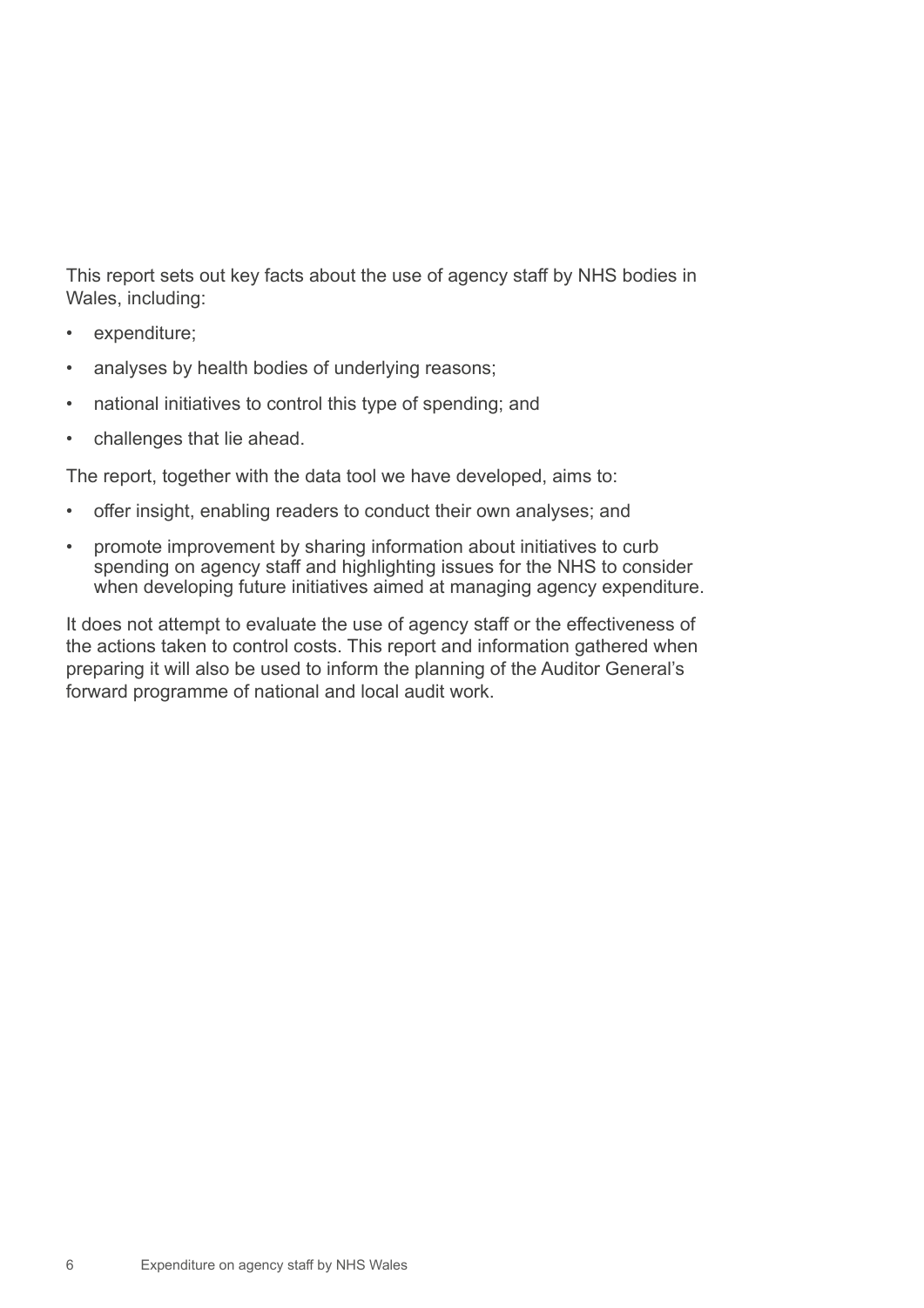This report sets out key facts about the use of agency staff by NHS bodies in Wales, including:

- expenditure;
- analyses by health bodies of underlying reasons;
- national initiatives to control this type of spending; and
- challenges that lie ahead.

The report, together with the data tool we have developed, aims to:

- offer insight, enabling readers to conduct their own analyses; and
- promote improvement by sharing information about initiatives to curb spending on agency staff and highlighting issues for the NHS to consider when developing future initiatives aimed at managing agency expenditure.

It does not attempt to evaluate the use of agency staff or the effectiveness of the actions taken to control costs. This report and information gathered when preparing it will also be used to inform the planning of the Auditor General's forward programme of national and local audit work.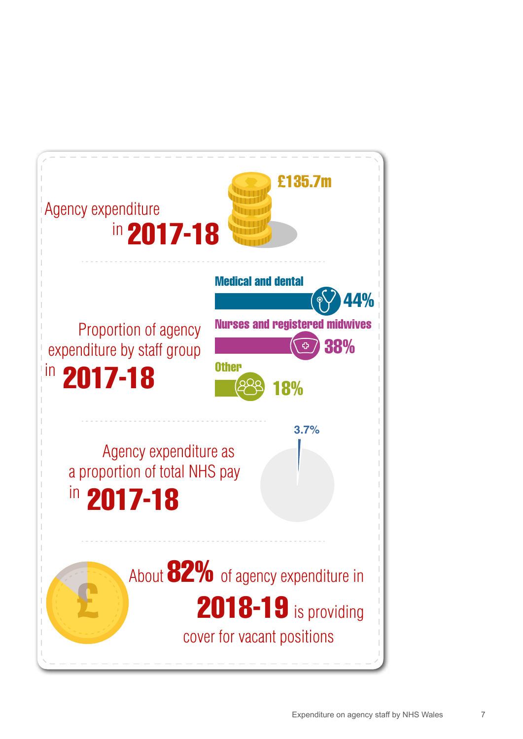Agency expenditure in **2017-18**

**£135.7m**

Proportion of agency expenditure by staff group in **2017-18**

- Medical and dental: **44%**
- Nurses and registered midwives: **38%**
- Other: **18%**

Agency expenditure as a proportion of total NHS pay in **2017-18**

**3.7%**

About **82%** of agency expenditure in **2018-19** is providing cover for vacant positions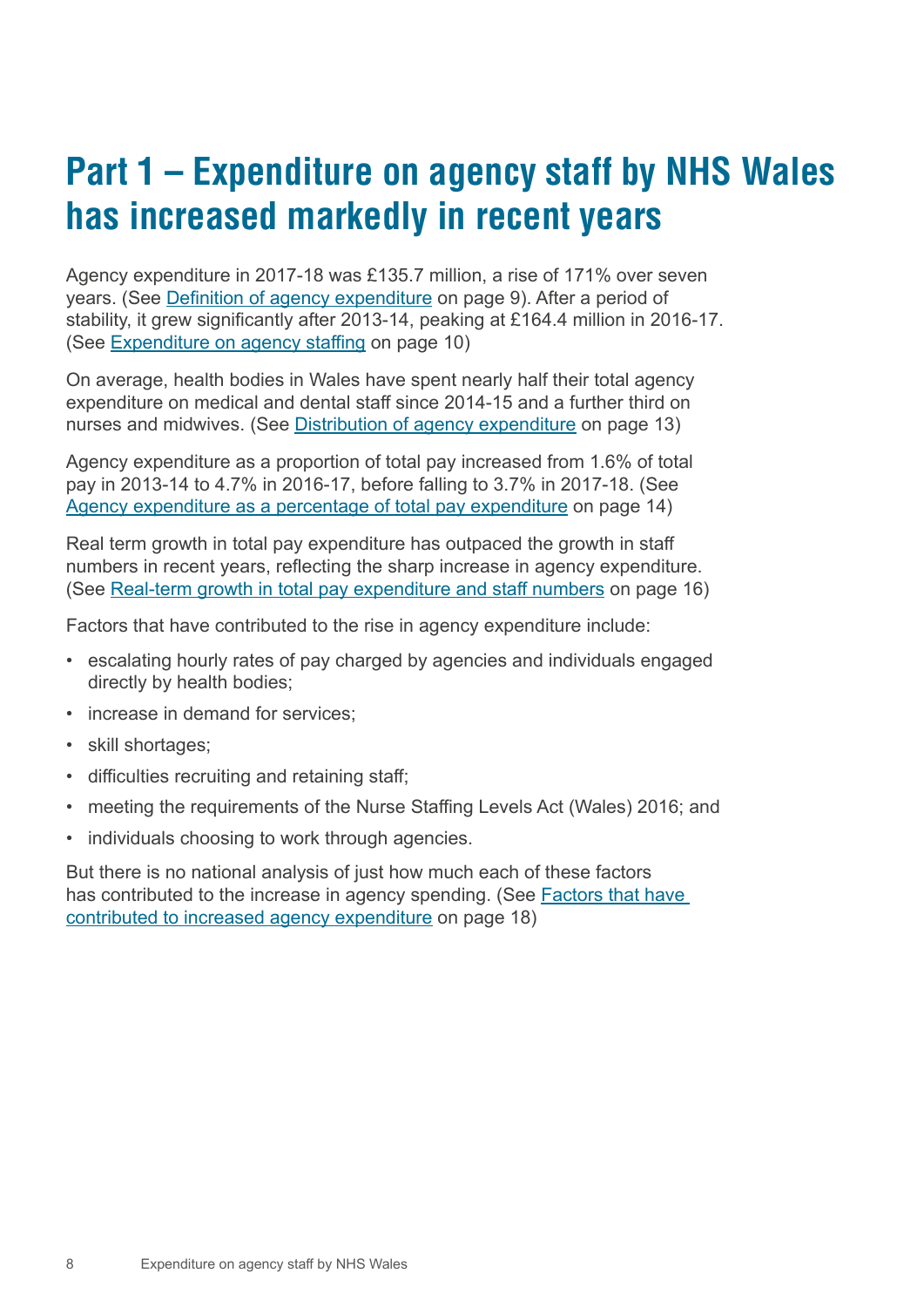# Part 1 – Expenditure on agency staff by NHS Wales has increased markedly in recent years

Agency expenditure in 2017-18 was £135.7 million, a rise of 171% over seven years. (See Definition of agency expenditure on page 9). After a period of stability, it grew significantly after 2013-14, peaking at £164.4 million in 2016-17. (See Expenditure on agency staffing on page 10)

On average, health bodies in Wales have spent nearly half their total agency expenditure on medical and dental staff since 2014-15 and a further third on nurses and midwives. (See Distribution of agency expenditure on page 13)

Agency expenditure as a proportion of total pay increased from 1.6% of total pay in 2013-14 to 4.7% in 2016-17, before falling to 3.7% in 2017-18. (See Agency expenditure as a percentage of total pay expenditure on page 14)

Real term growth in total pay expenditure has outpaced the growth in staff numbers in recent years, reflecting the sharp increase in agency expenditure. (See Real-term growth in total pay expenditure and staff numbers on page 16)

Factors that have contributed to the rise in agency expenditure include:

- escalating hourly rates of pay charged by agencies and individuals engaged directly by health bodies;
- increase in demand for services;
- skill shortages;
- difficulties recruiting and retaining staff;
- meeting the requirements of the Nurse Staffing Levels Act (Wales) 2016; and
- individuals choosing to work through agencies.

But there is no national analysis of just how much each of these factors has contributed to the increase in agency spending. (See Factors that have contributed to increased agency expenditure on page 18)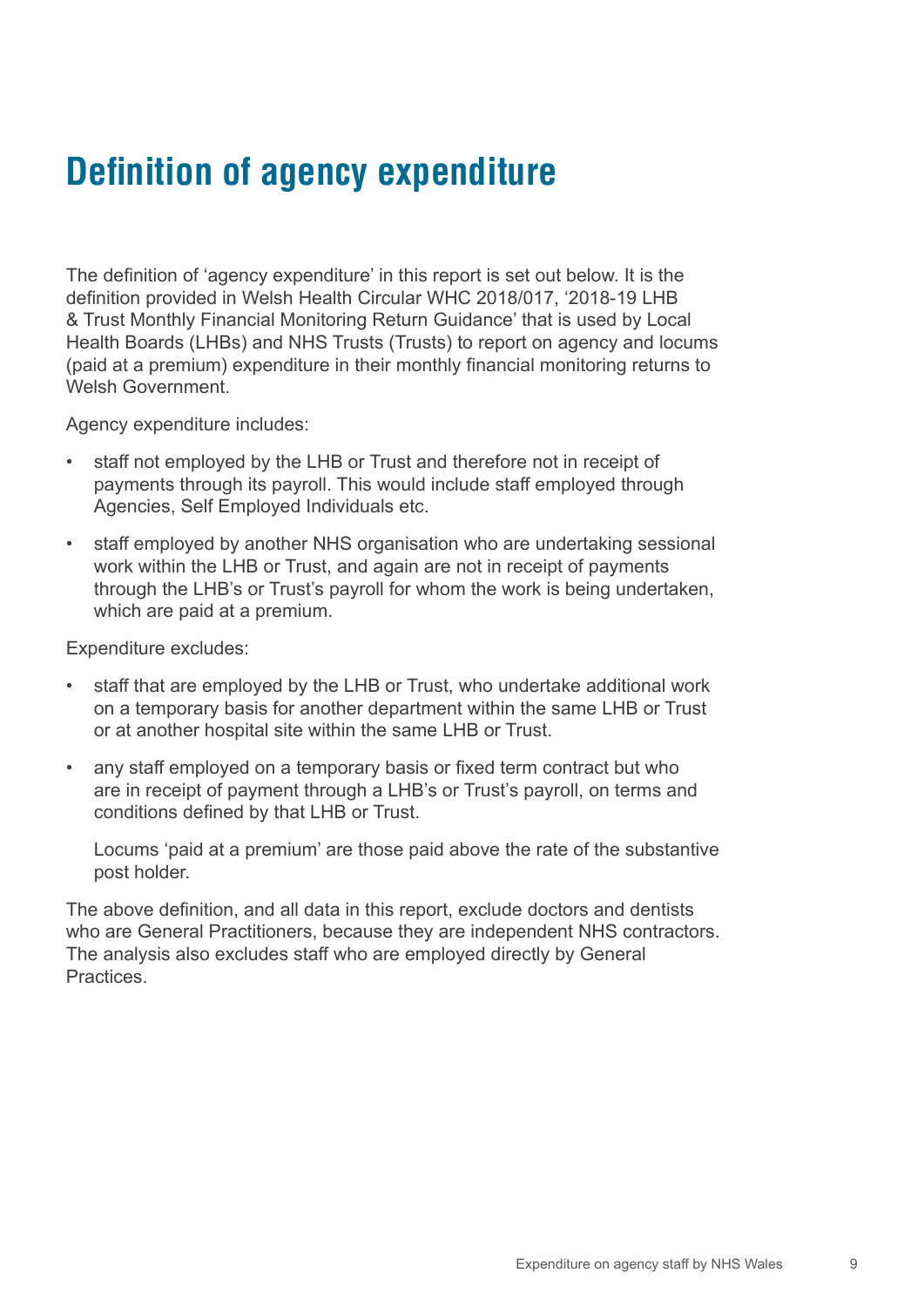# Definition of agency expenditure

The definition of 'agency expenditure' in this report is set out below. It is the definition provided in Welsh Health Circular WHC 2018/017, '2018-19 LHB & Trust Monthly Financial Monitoring Return Guidance' that is used by Local Health Boards (LHBs) and NHS Trusts (Trusts) to report on agency and locums (paid at a premium) expenditure in their monthly financial monitoring returns to Welsh Government.

Agency expenditure includes:

- staff not employed by the LHB or Trust and therefore not in receipt of payments through its payroll. This would include staff employed through Agencies, Self Employed Individuals etc.
- staff employed by another NHS organisation who are undertaking sessional work within the LHB or Trust, and again are not in receipt of payments through the LHB's or Trust's payroll for whom the work is being undertaken, which are paid at a premium.

Expenditure excludes:

- staff that are employed by the LHB or Trust, who undertake additional work on a temporary basis for another department within the same LHB or Trust or at another hospital site within the same LHB or Trust.
- any staff employed on a temporary basis or fixed term contract but who are in receipt of payment through a LHB's or Trust's payroll, on terms and conditions defined by that LHB or Trust.

  Locums 'paid at a premium' are those paid above the rate of the substantive post holder.

The above definition, and all data in this report, exclude doctors and dentists who are General Practitioners, because they are independent NHS contractors. The analysis also excludes staff who are employed directly by General Practices.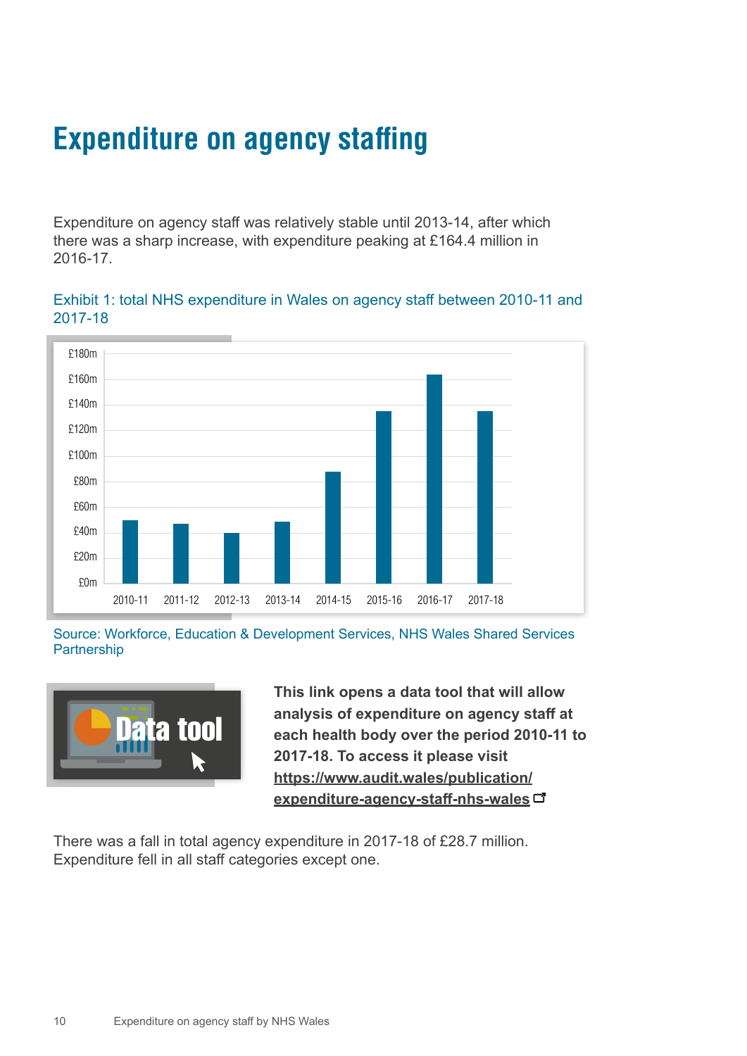# Expenditure on agency staffing

Expenditure on agency staff was relatively stable until 2013-14, after which there was a sharp increase, with expenditure peaking at £164.4 million in 2016-17.

Exhibit 1: total NHS expenditure in Wales on agency staff between 2010-11 and 2017-18

Source: Workforce, Education & Development Services, NHS Wales Shared Services Partnership

**This link opens a data tool that will allow analysis of expenditure on agency staff at each health body over the period 2010-11 to 2017-18. To access it please visit https://www.audit.wales/publication/expenditure-agency-staff-nhs-wales**

There was a fall in total agency expenditure in 2017-18 of £28.7 million. Expenditure fell in all staff categories except one.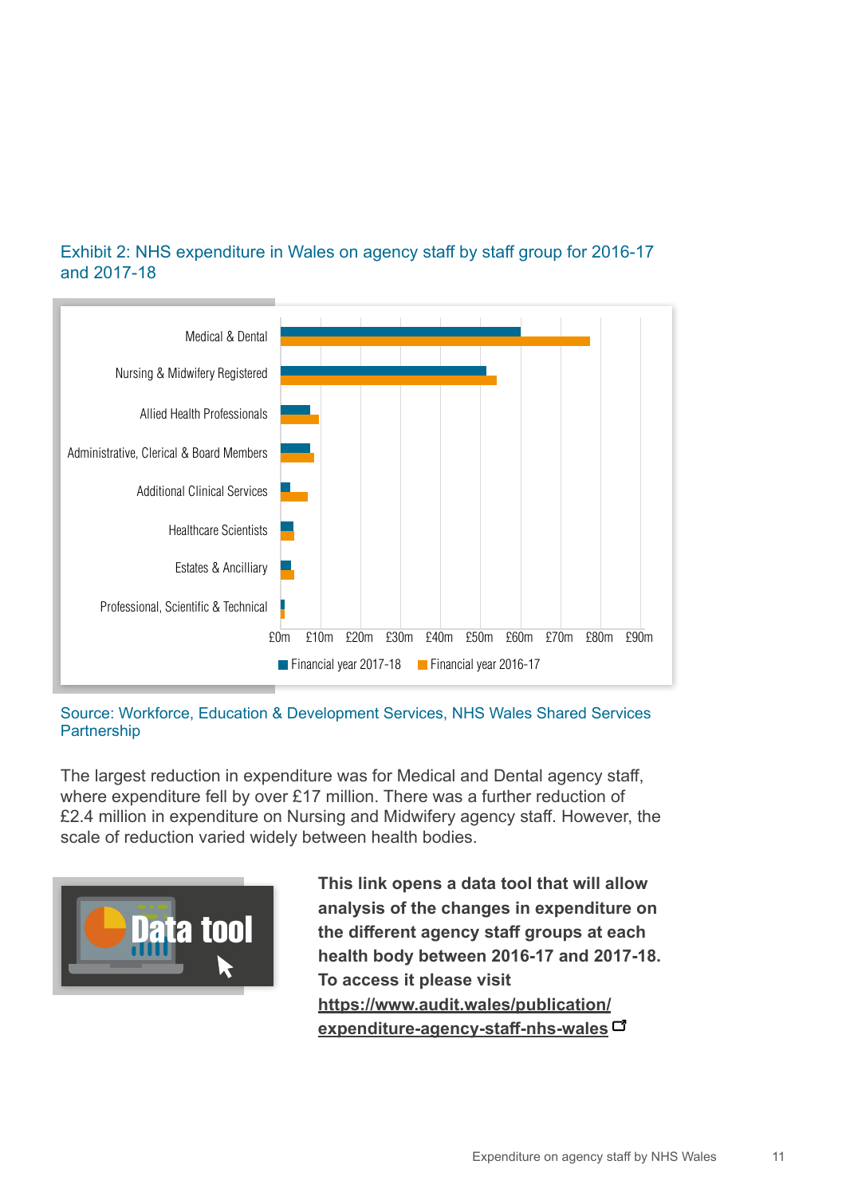Exhibit 2: NHS expenditure in Wales on agency staff by staff group for 2016-17 and 2017-18

Source: Workforce, Education & Development Services, NHS Wales Shared Services Partnership

The largest reduction in expenditure was for Medical and Dental agency staff, where expenditure fell by over £17 million. There was a further reduction of £2.4 million in expenditure on Nursing and Midwifery agency staff. However, the scale of reduction varied widely between health bodies.

**This link opens a data tool that will allow analysis of the changes in expenditure on the different agency staff groups at each health body between 2016-17 and 2017-18. To access it please visit [https://www.audit.wales/publication/expenditure-agency-staff-nhs-wales](https://www.audit.wales/publication/expenditure-agency-staff-nhs-wales)**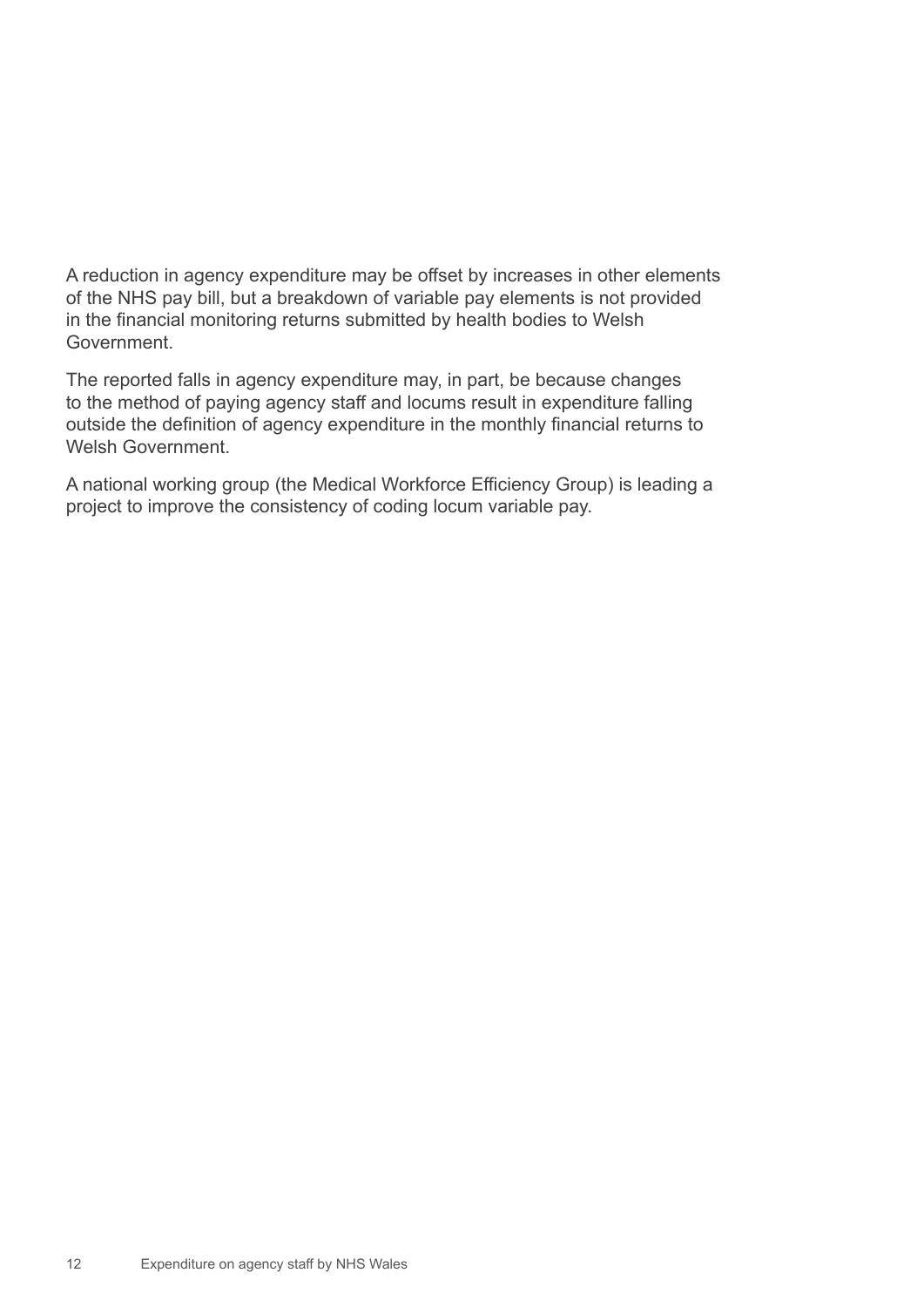A reduction in agency expenditure may be offset by increases in other elements of the NHS pay bill, but a breakdown of variable pay elements is not provided in the financial monitoring returns submitted by health bodies to Welsh Government.

The reported falls in agency expenditure may, in part, be because changes to the method of paying agency staff and locums result in expenditure falling outside the definition of agency expenditure in the monthly financial returns to Welsh Government.

A national working group (the Medical Workforce Efficiency Group) is leading a project to improve the consistency of coding locum variable pay.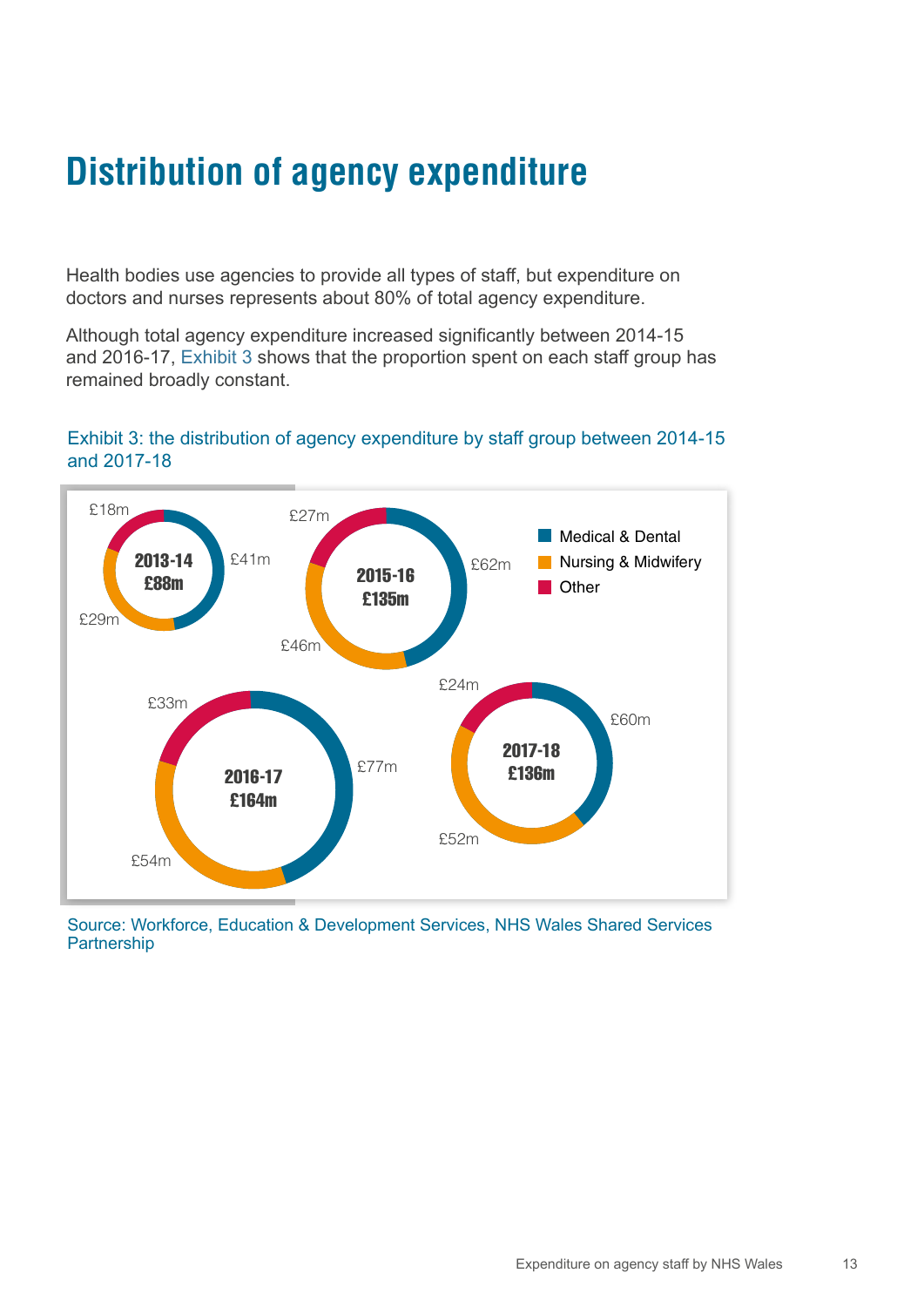# Distribution of agency expenditure

Health bodies use agencies to provide all types of staff, but expenditure on doctors and nurses represents about 80% of total agency expenditure.

Although total agency expenditure increased significantly between 2014-15 and 2016-17, Exhibit 3 shows that the proportion spent on each staff group has remained broadly constant.

Exhibit 3: the distribution of agency expenditure by staff group between 2014-15 and 2017-18

| Year | Total | Medical & Dental | Nursing & Midwifery | Other |
|---|---|---|---|---|
| 2013-14 | £88m | £41m | £29m | £18m |
| 2015-16 | £135m | £62m | £46m | £27m |
| 2016-17 | £164m | £77m | £54m | £33m |
| 2017-18 | £136m | £60m | £52m | £24m |

Source: Workforce, Education & Development Services, NHS Wales Shared Services Partnership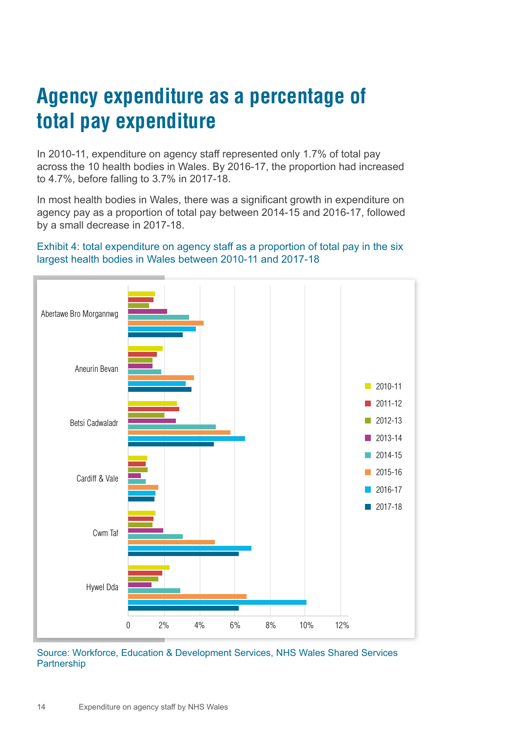# Agency expenditure as a percentage of total pay expenditure

In 2010-11, expenditure on agency staff represented only 1.7% of total pay across the 10 health bodies in Wales. By 2016-17, the proportion had increased to 4.7%, before falling to 3.7% in 2017-18.

In most health bodies in Wales, there was a significant growth in expenditure on agency pay as a proportion of total pay between 2014-15 and 2016-17, followed by a small decrease in 2017-18.

Exhibit 4: total expenditure on agency staff as a proportion of total pay in the six largest health bodies in Wales between 2010-11 and 2017-18

Source: Workforce, Education & Development Services, NHS Wales Shared Services Partnership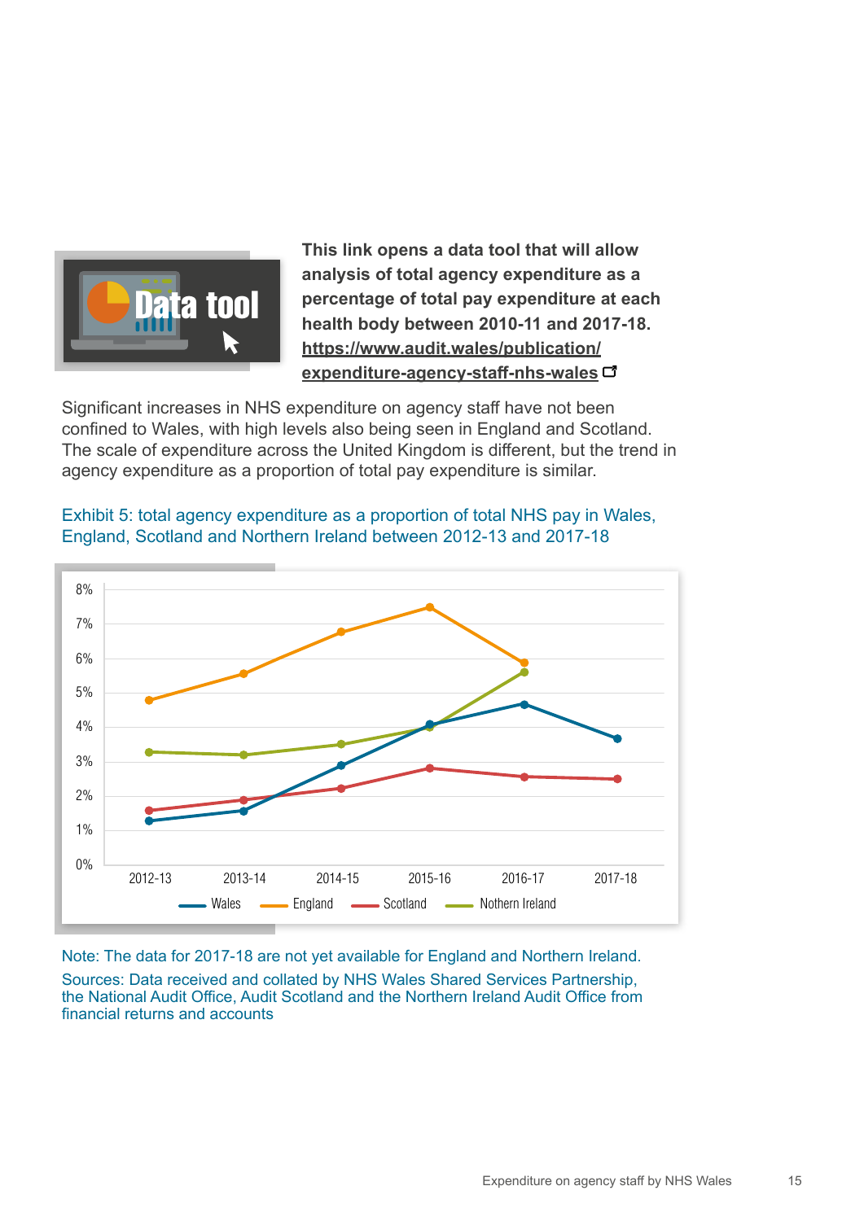**This link opens a data tool that will allow analysis of total agency expenditure as a percentage of total pay expenditure at each health body between 2010-11 and 2017-18. https://www.audit.wales/publication/expenditure-agency-staff-nhs-wales**

Significant increases in NHS expenditure on agency staff have not been confined to Wales, with high levels also being seen in England and Scotland. The scale of expenditure across the United Kingdom is different, but the trend in agency expenditure as a proportion of total pay expenditure is similar.

Exhibit 5: total agency expenditure as a proportion of total NHS pay in Wales, England, Scotland and Northern Ireland between 2012-13 and 2017-18

Note: The data for 2017-18 are not yet available for England and Northern Ireland.

Sources: Data received and collated by NHS Wales Shared Services Partnership, the National Audit Office, Audit Scotland and the Northern Ireland Audit Office from financial returns and accounts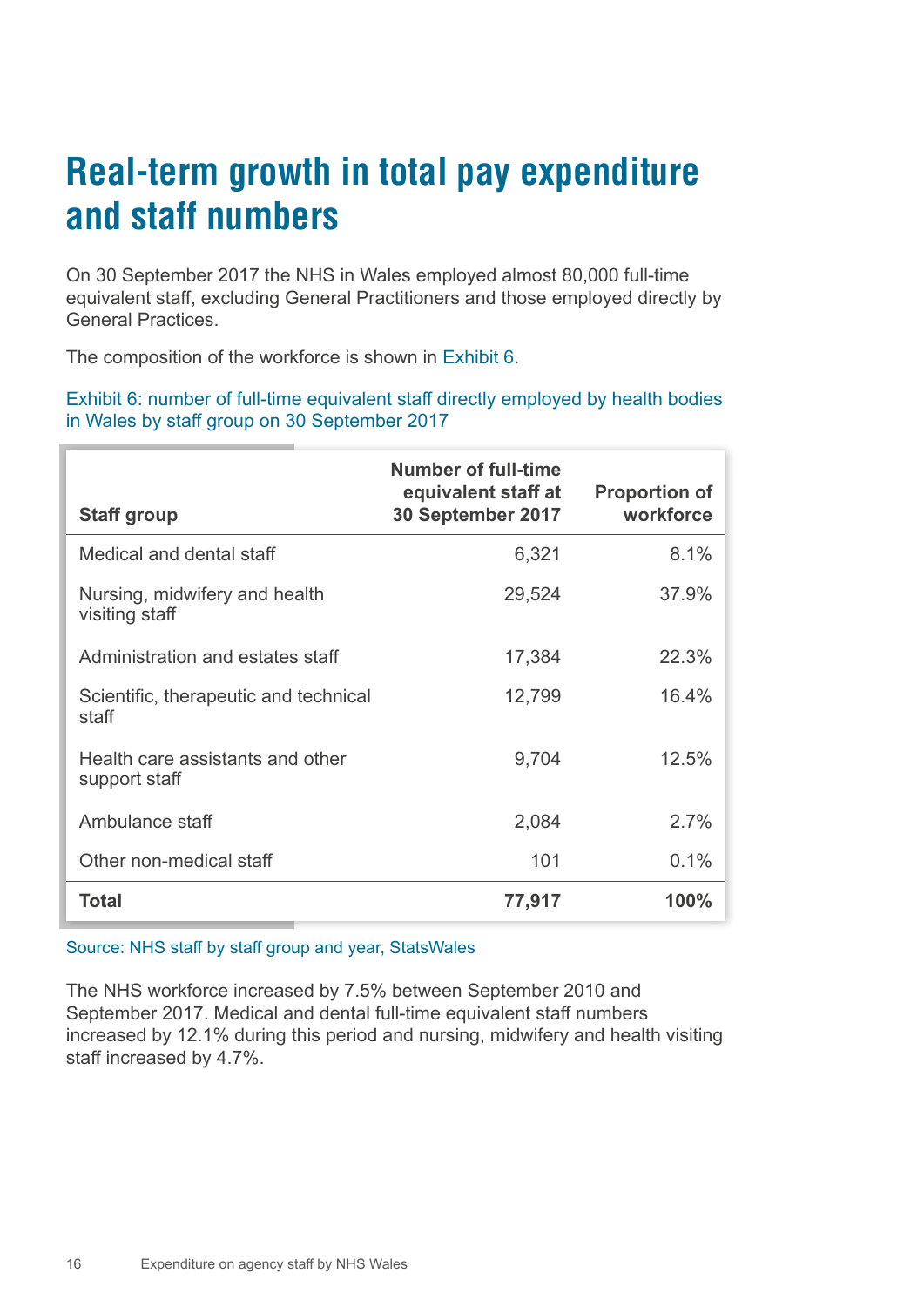# Real-term growth in total pay expenditure and staff numbers

On 30 September 2017 the NHS in Wales employed almost 80,000 full-time equivalent staff, excluding General Practitioners and those employed directly by General Practices.

The composition of the workforce is shown in Exhibit 6.

Exhibit 6: number of full-time equivalent staff directly employed by health bodies in Wales by staff group on 30 September 2017

| Staff group | Number of full-time equivalent staff at 30 September 2017 | Proportion of workforce |
|---|---:|---:|
| Medical and dental staff | 6,321 | 8.1% |
| Nursing, midwifery and health visiting staff | 29,524 | 37.9% |
| Administration and estates staff | 17,384 | 22.3% |
| Scientific, therapeutic and technical staff | 12,799 | 16.4% |
| Health care assistants and other support staff | 9,704 | 12.5% |
| Ambulance staff | 2,084 | 2.7% |
| Other non-medical staff | 101 | 0.1% |
| **Total** | **77,917** | **100%** |

Source: NHS staff by staff group and year, StatsWales

The NHS workforce increased by 7.5% between September 2010 and September 2017. Medical and dental full-time equivalent staff numbers increased by 12.1% during this period and nursing, midwifery and health visiting staff increased by 4.7%.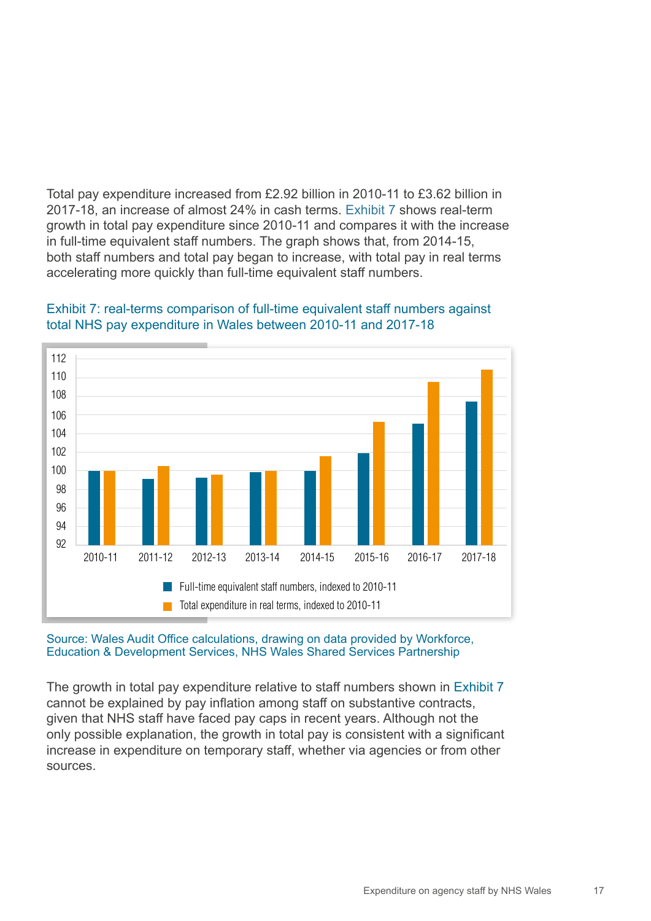Total pay expenditure increased from £2.92 billion in 2010-11 to £3.62 billion in 2017-18, an increase of almost 24% in cash terms. Exhibit 7 shows real-term growth in total pay expenditure since 2010-11 and compares it with the increase in full-time equivalent staff numbers. The graph shows that, from 2014-15, both staff numbers and total pay began to increase, with total pay in real terms accelerating more quickly than full-time equivalent staff numbers.

Exhibit 7: real-terms comparison of full-time equivalent staff numbers against total NHS pay expenditure in Wales between 2010-11 and 2017-18

Source: Wales Audit Office calculations, drawing on data provided by Workforce, Education & Development Services, NHS Wales Shared Services Partnership

The growth in total pay expenditure relative to staff numbers shown in Exhibit 7 cannot be explained by pay inflation among staff on substantive contracts, given that NHS staff have faced pay caps in recent years. Although not the only possible explanation, the growth in total pay is consistent with a significant increase in expenditure on temporary staff, whether via agencies or from other sources.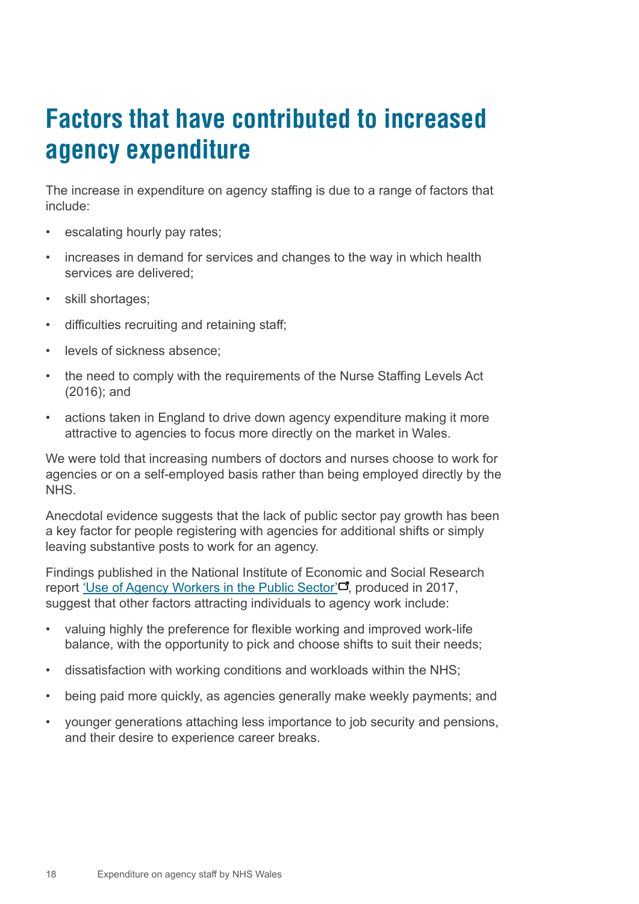# Factors that have contributed to increased agency expenditure

The increase in expenditure on agency staffing is due to a range of factors that include:

- escalating hourly pay rates;
- increases in demand for services and changes to the way in which health services are delivered;
- skill shortages;
- difficulties recruiting and retaining staff;
- levels of sickness absence;
- the need to comply with the requirements of the Nurse Staffing Levels Act (2016); and
- actions taken in England to drive down agency expenditure making it more attractive to agencies to focus more directly on the market in Wales.

We were told that increasing numbers of doctors and nurses choose to work for agencies or on a self-employed basis rather than being employed directly by the NHS.

Anecdotal evidence suggests that the lack of public sector pay growth has been a key factor for people registering with agencies for additional shifts or simply leaving substantive posts to work for an agency.

Findings published in the National Institute of Economic and Social Research report 'Use of Agency Workers in the Public Sector', produced in 2017, suggest that other factors attracting individuals to agency work include:

- valuing highly the preference for flexible working and improved work-life balance, with the opportunity to pick and choose shifts to suit their needs;
- dissatisfaction with working conditions and workloads within the NHS;
- being paid more quickly, as agencies generally make weekly payments; and
- younger generations attaching less importance to job security and pensions, and their desire to experience career breaks.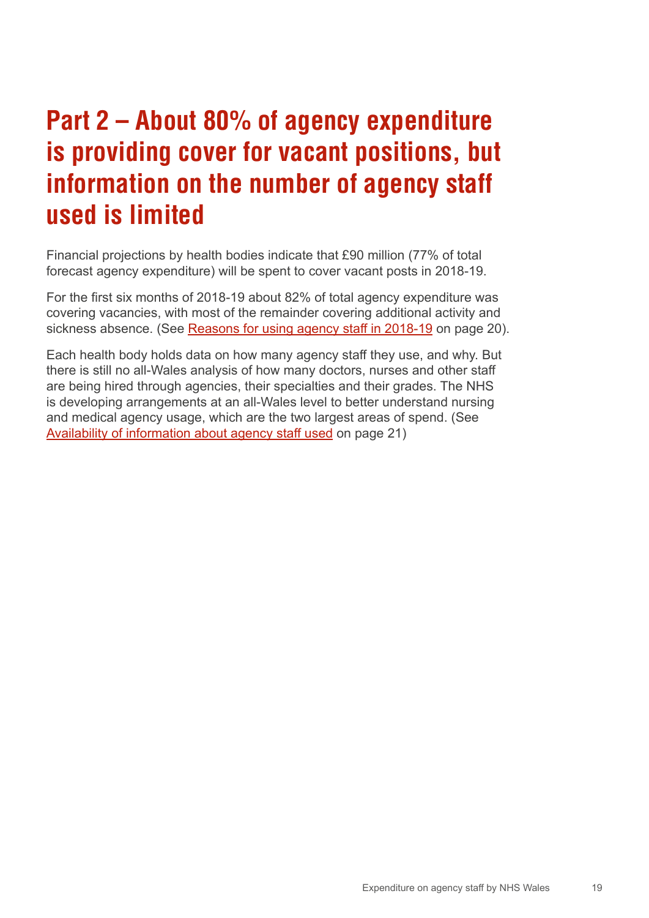# Part 2 – About 80% of agency expenditure is providing cover for vacant positions, but information on the number of agency staff used is limited

Financial projections by health bodies indicate that £90 million (77% of total forecast agency expenditure) will be spent to cover vacant posts in 2018-19.

For the first six months of 2018-19 about 82% of total agency expenditure was covering vacancies, with most of the remainder covering additional activity and sickness absence. (See Reasons for using agency staff in 2018-19 on page 20).

Each health body holds data on how many agency staff they use, and why. But there is still no all-Wales analysis of how many doctors, nurses and other staff are being hired through agencies, their specialties and their grades. The NHS is developing arrangements at an all-Wales level to better understand nursing and medical agency usage, which are the two largest areas of spend. (See Availability of information about agency staff used on page 21)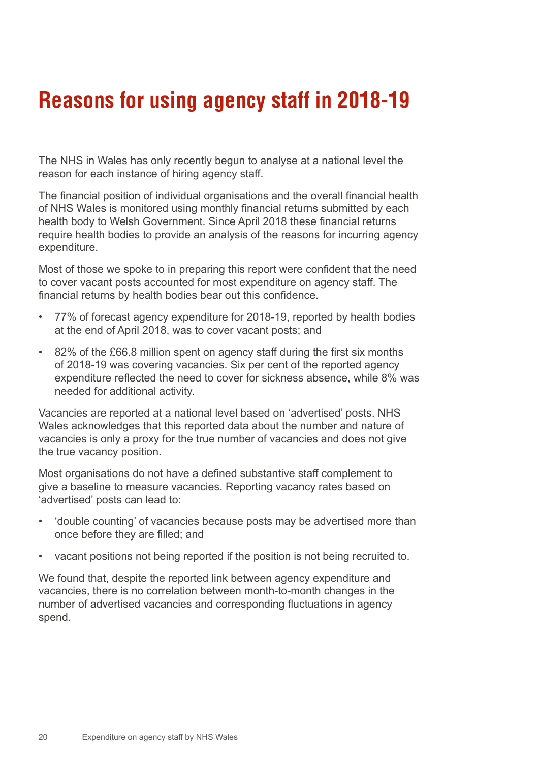# Reasons for using agency staff in 2018-19

The NHS in Wales has only recently begun to analyse at a national level the reason for each instance of hiring agency staff.

The financial position of individual organisations and the overall financial health of NHS Wales is monitored using monthly financial returns submitted by each health body to Welsh Government. Since April 2018 these financial returns require health bodies to provide an analysis of the reasons for incurring agency expenditure.

Most of those we spoke to in preparing this report were confident that the need to cover vacant posts accounted for most expenditure on agency staff. The financial returns by health bodies bear out this confidence.

- 77% of forecast agency expenditure for 2018-19, reported by health bodies at the end of April 2018, was to cover vacant posts; and
- 82% of the £66.8 million spent on agency staff during the first six months of 2018-19 was covering vacancies. Six per cent of the reported agency expenditure reflected the need to cover for sickness absence, while 8% was needed for additional activity.

Vacancies are reported at a national level based on 'advertised' posts. NHS Wales acknowledges that this reported data about the number and nature of vacancies is only a proxy for the true number of vacancies and does not give the true vacancy position.

Most organisations do not have a defined substantive staff complement to give a baseline to measure vacancies. Reporting vacancy rates based on 'advertised' posts can lead to:

- 'double counting' of vacancies because posts may be advertised more than once before they are filled; and
- vacant positions not being reported if the position is not being recruited to.

We found that, despite the reported link between agency expenditure and vacancies, there is no correlation between month-to-month changes in the number of advertised vacancies and corresponding fluctuations in agency spend.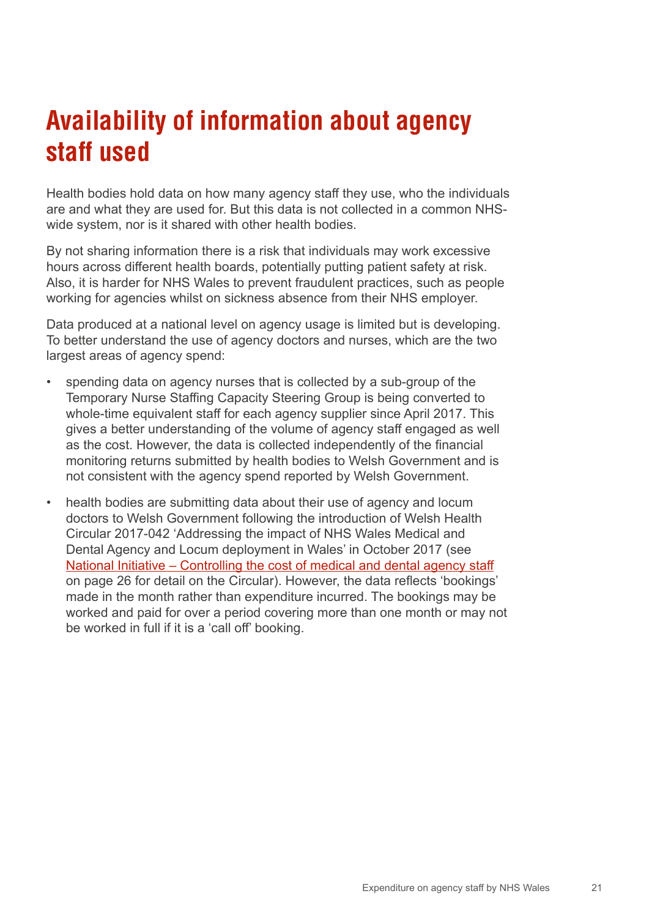# Availability of information about agency staff used

Health bodies hold data on how many agency staff they use, who the individuals are and what they are used for. But this data is not collected in a common NHS-wide system, nor is it shared with other health bodies.

By not sharing information there is a risk that individuals may work excessive hours across different health boards, potentially putting patient safety at risk. Also, it is harder for NHS Wales to prevent fraudulent practices, such as people working for agencies whilst on sickness absence from their NHS employer.

Data produced at a national level on agency usage is limited but is developing. To better understand the use of agency doctors and nurses, which are the two largest areas of agency spend:

- spending data on agency nurses that is collected by a sub-group of the Temporary Nurse Staffing Capacity Steering Group is being converted to whole-time equivalent staff for each agency supplier since April 2017. This gives a better understanding of the volume of agency staff engaged as well as the cost. However, the data is collected independently of the financial monitoring returns submitted by health bodies to Welsh Government and is not consistent with the agency spend reported by Welsh Government.
- health bodies are submitting data about their use of agency and locum doctors to Welsh Government following the introduction of Welsh Health Circular 2017-042 'Addressing the impact of NHS Wales Medical and Dental Agency and Locum deployment in Wales' in October 2017 (see National Initiative – Controlling the cost of medical and dental agency staff on page 26 for detail on the Circular). However, the data reflects 'bookings' made in the month rather than expenditure incurred. The bookings may be worked and paid for over a period covering more than one month or may not be worked in full if it is a 'call off' booking.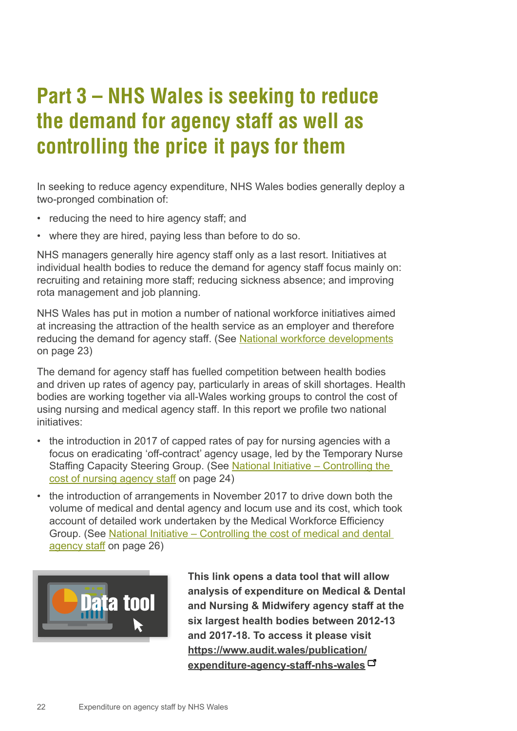# Part 3 – NHS Wales is seeking to reduce the demand for agency staff as well as controlling the price it pays for them

In seeking to reduce agency expenditure, NHS Wales bodies generally deploy a two-pronged combination of:

- reducing the need to hire agency staff; and
- where they are hired, paying less than before to do so.

NHS managers generally hire agency staff only as a last resort. Initiatives at individual health bodies to reduce the demand for agency staff focus mainly on: recruiting and retaining more staff; reducing sickness absence; and improving rota management and job planning.

NHS Wales has put in motion a number of national workforce initiatives aimed at increasing the attraction of the health service as an employer and therefore reducing the demand for agency staff. (See National workforce developments on page 23)

The demand for agency staff has fuelled competition between health bodies and driven up rates of agency pay, particularly in areas of skill shortages. Health bodies are working together via all-Wales working groups to control the cost of using nursing and medical agency staff. In this report we profile two national initiatives:

- the introduction in 2017 of capped rates of pay for nursing agencies with a focus on eradicating 'off-contract' agency usage, led by the Temporary Nurse Staffing Capacity Steering Group. (See National Initiative – Controlling the cost of nursing agency staff on page 24)
- the introduction of arrangements in November 2017 to drive down both the volume of medical and dental agency and locum use and its cost, which took account of detailed work undertaken by the Medical Workforce Efficiency Group. (See National Initiative – Controlling the cost of medical and dental agency staff on page 26)

Data tool

**This link opens a data tool that will allow analysis of expenditure on Medical & Dental and Nursing & Midwifery agency staff at the six largest health bodies between 2012-13 and 2017-18. To access it please visit https://www.audit.wales/publication/expenditure-agency-staff-nhs-wales**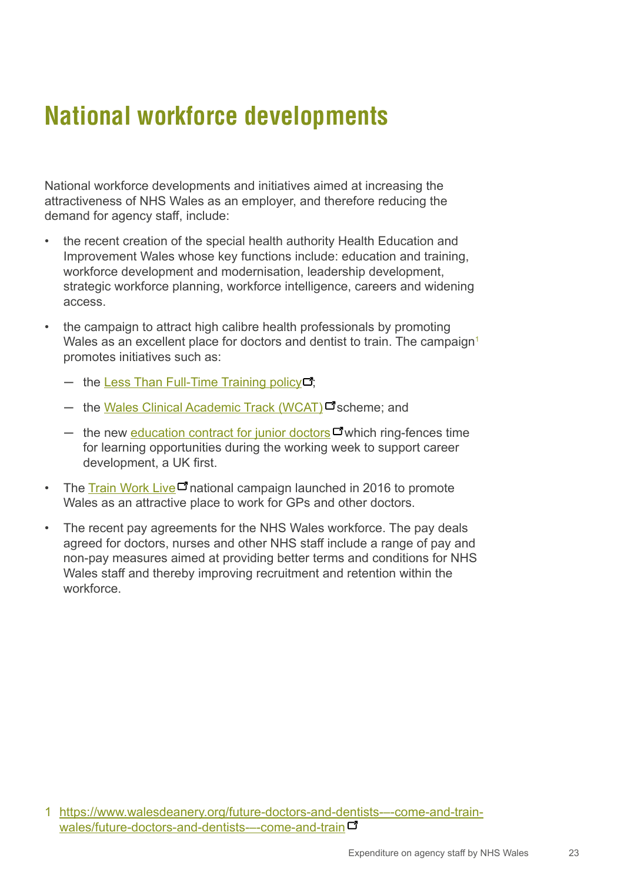# National workforce developments

National workforce developments and initiatives aimed at increasing the attractiveness of NHS Wales as an employer, and therefore reducing the demand for agency staff, include:

- the recent creation of the special health authority Health Education and Improvement Wales whose key functions include: education and training, workforce development and modernisation, leadership development, strategic workforce planning, workforce intelligence, careers and widening access.
- the campaign to attract high calibre health professionals by promoting Wales as an excellent place for doctors and dentist to train. The campaign[1] promotes initiatives such as:
  - the Less Than Full-Time Training policy;
  - the Wales Clinical Academic Track (WCAT) scheme; and
  - the new education contract for junior doctors which ring-fences time for learning opportunities during the working week to support career development, a UK first.
- The Train Work Live national campaign launched in 2016 to promote Wales as an attractive place to work for GPs and other doctors.
- The recent pay agreements for the NHS Wales workforce. The pay deals agreed for doctors, nurses and other NHS staff include a range of pay and non-pay measures aimed at providing better terms and conditions for NHS Wales staff and thereby improving recruitment and retention within the workforce.

1 https://www.walesdeanery.org/future-doctors-and-dentists-–-come-and-train-wales/future-doctors-and-dentists-–-come-and-train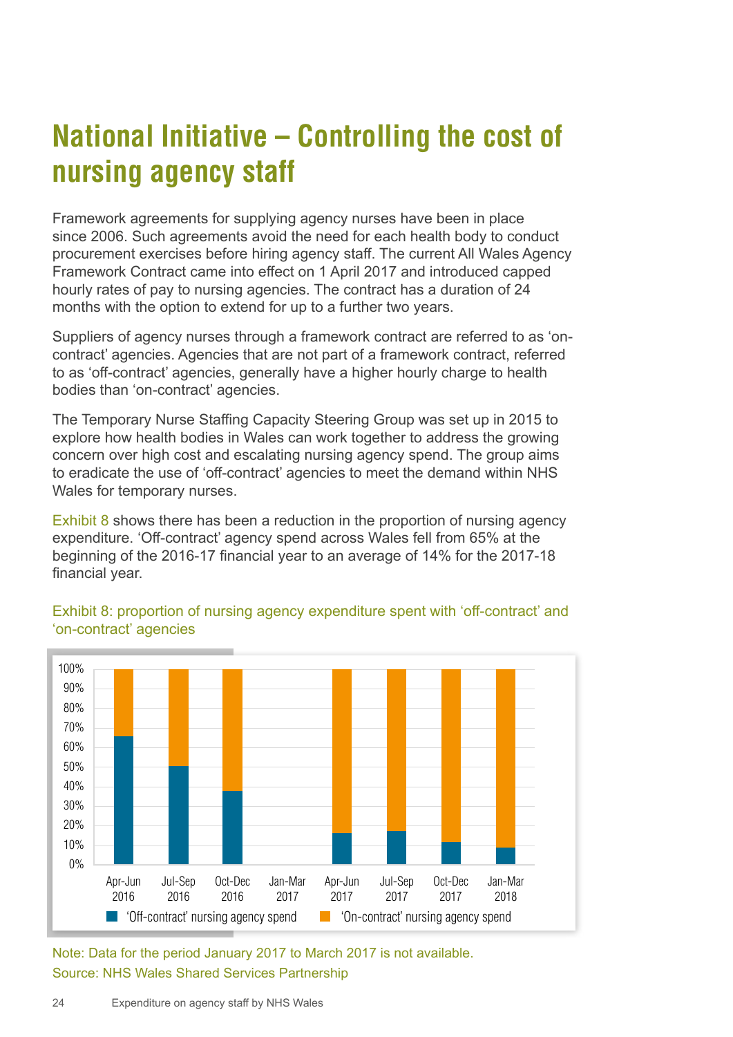# National Initiative – Controlling the cost of nursing agency staff

Framework agreements for supplying agency nurses have been in place since 2006. Such agreements avoid the need for each health body to conduct procurement exercises before hiring agency staff. The current All Wales Agency Framework Contract came into effect on 1 April 2017 and introduced capped hourly rates of pay to nursing agencies. The contract has a duration of 24 months with the option to extend for up to a further two years.

Suppliers of agency nurses through a framework contract are referred to as 'on-contract' agencies. Agencies that are not part of a framework contract, referred to as 'off-contract' agencies, generally have a higher hourly charge to health bodies than 'on-contract' agencies.

The Temporary Nurse Staffing Capacity Steering Group was set up in 2015 to explore how health bodies in Wales can work together to address the growing concern over high cost and escalating nursing agency spend. The group aims to eradicate the use of 'off-contract' agencies to meet the demand within NHS Wales for temporary nurses.

Exhibit 8 shows there has been a reduction in the proportion of nursing agency expenditure. 'Off-contract' agency spend across Wales fell from 65% at the beginning of the 2016-17 financial year to an average of 14% for the 2017-18 financial year.

Exhibit 8: proportion of nursing agency expenditure spent with 'off-contract' and 'on-contract' agencies

Chart legend: 'Off-contract' nursing agency spend; 'On-contract' nursing agency spend. Periods: Apr-Jun 2016, Jul-Sep 2016, Oct-Dec 2016, Jan-Mar 2017, Apr-Jun 2017, Jul-Sep 2017, Oct-Dec 2017, Jan-Mar 2018.

Note: Data for the period January 2017 to March 2017 is not available.

Source: NHS Wales Shared Services Partnership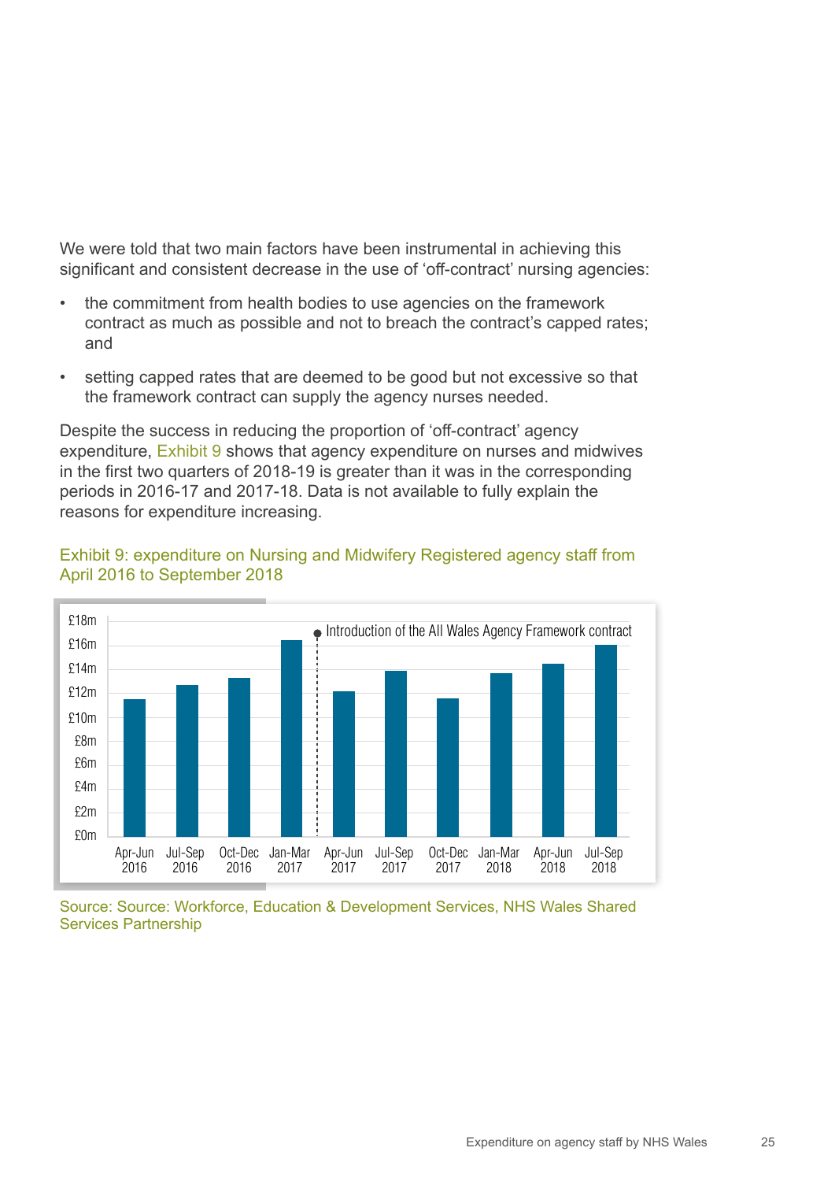We were told that two main factors have been instrumental in achieving this significant and consistent decrease in the use of 'off-contract' nursing agencies:

- the commitment from health bodies to use agencies on the framework contract as much as possible and not to breach the contract's capped rates; and
- setting capped rates that are deemed to be good but not excessive so that the framework contract can supply the agency nurses needed.

Despite the success in reducing the proportion of 'off-contract' agency expenditure, Exhibit 9 shows that agency expenditure on nurses and midwives in the first two quarters of 2018-19 is greater than it was in the corresponding periods in 2016-17 and 2017-18. Data is not available to fully explain the reasons for expenditure increasing.

Exhibit 9: expenditure on Nursing and Midwifery Registered agency staff from April 2016 to September 2018

Source: Source: Workforce, Education & Development Services, NHS Wales Shared Services Partnership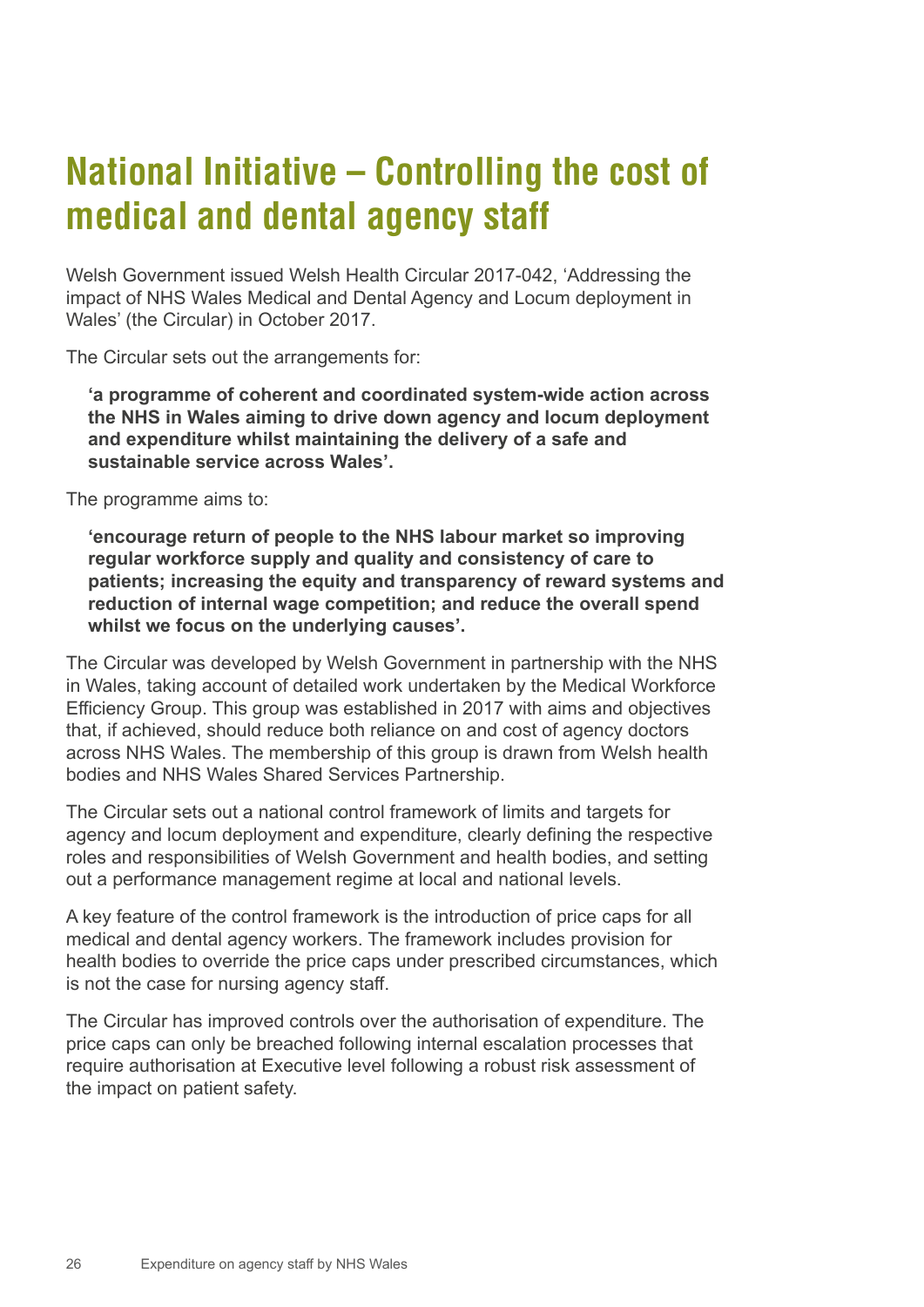# National Initiative – Controlling the cost of medical and dental agency staff

Welsh Government issued Welsh Health Circular 2017-042, 'Addressing the impact of NHS Wales Medical and Dental Agency and Locum deployment in Wales' (the Circular) in October 2017.

The Circular sets out the arrangements for:

> **'a programme of coherent and coordinated system-wide action across the NHS in Wales aiming to drive down agency and locum deployment and expenditure whilst maintaining the delivery of a safe and sustainable service across Wales'.**

The programme aims to:

> **'encourage return of people to the NHS labour market so improving regular workforce supply and quality and consistency of care to patients; increasing the equity and transparency of reward systems and reduction of internal wage competition; and reduce the overall spend whilst we focus on the underlying causes'.**

The Circular was developed by Welsh Government in partnership with the NHS in Wales, taking account of detailed work undertaken by the Medical Workforce Efficiency Group. This group was established in 2017 with aims and objectives that, if achieved, should reduce both reliance on and cost of agency doctors across NHS Wales. The membership of this group is drawn from Welsh health bodies and NHS Wales Shared Services Partnership.

The Circular sets out a national control framework of limits and targets for agency and locum deployment and expenditure, clearly defining the respective roles and responsibilities of Welsh Government and health bodies, and setting out a performance management regime at local and national levels.

A key feature of the control framework is the introduction of price caps for all medical and dental agency workers. The framework includes provision for health bodies to override the price caps under prescribed circumstances, which is not the case for nursing agency staff.

The Circular has improved controls over the authorisation of expenditure. The price caps can only be breached following internal escalation processes that require authorisation at Executive level following a robust risk assessment of the impact on patient safety.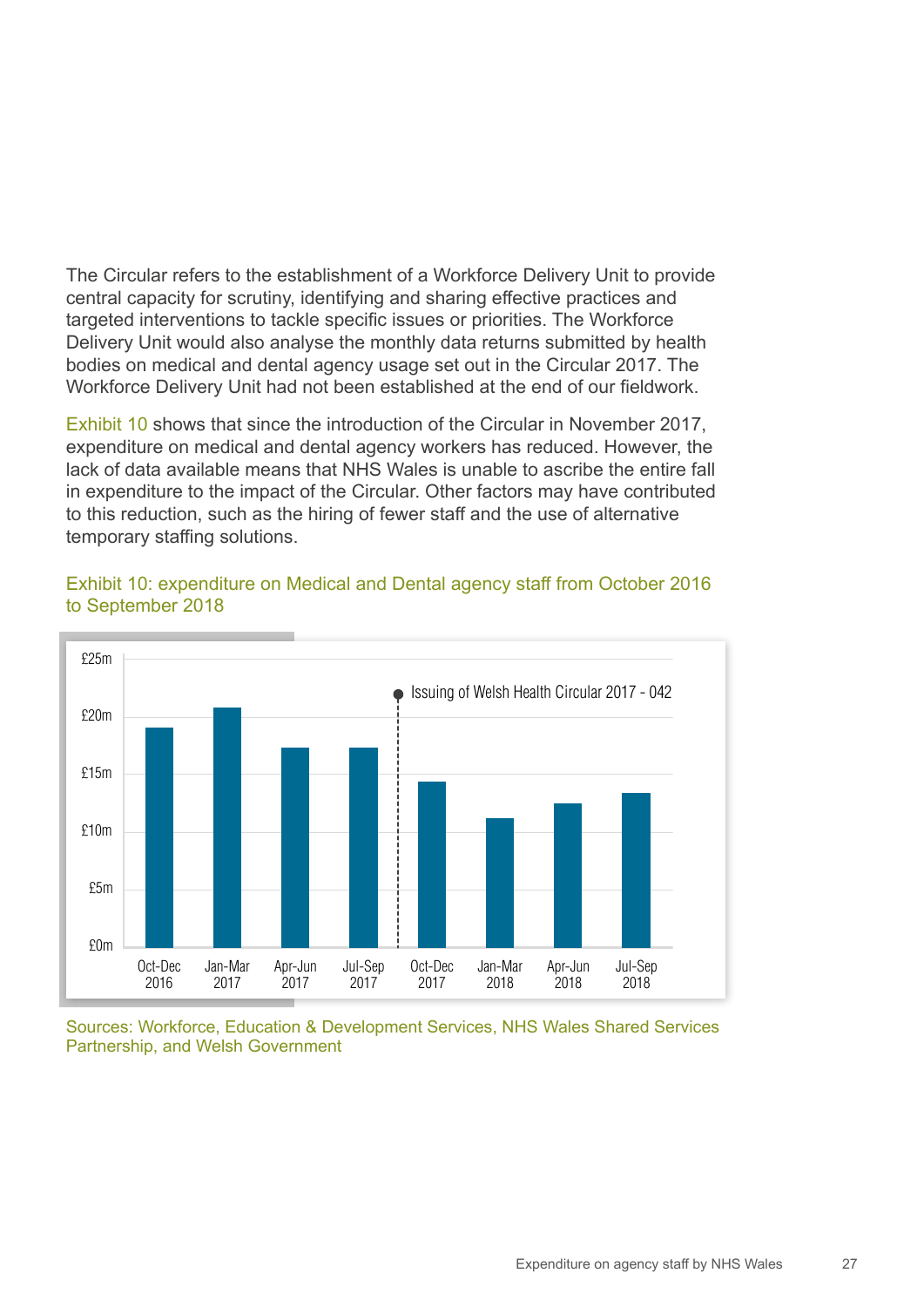The Circular refers to the establishment of a Workforce Delivery Unit to provide central capacity for scrutiny, identifying and sharing effective practices and targeted interventions to tackle specific issues or priorities. The Workforce Delivery Unit would also analyse the monthly data returns submitted by health bodies on medical and dental agency usage set out in the Circular 2017. The Workforce Delivery Unit had not been established at the end of our fieldwork.

Exhibit 10 shows that since the introduction of the Circular in November 2017, expenditure on medical and dental agency workers has reduced. However, the lack of data available means that NHS Wales is unable to ascribe the entire fall in expenditure to the impact of the Circular. Other factors may have contributed to this reduction, such as the hiring of fewer staff and the use of alternative temporary staffing solutions.

Exhibit 10: expenditure on Medical and Dental agency staff from October 2016 to September 2018

Sources: Workforce, Education & Development Services, NHS Wales Shared Services Partnership, and Welsh Government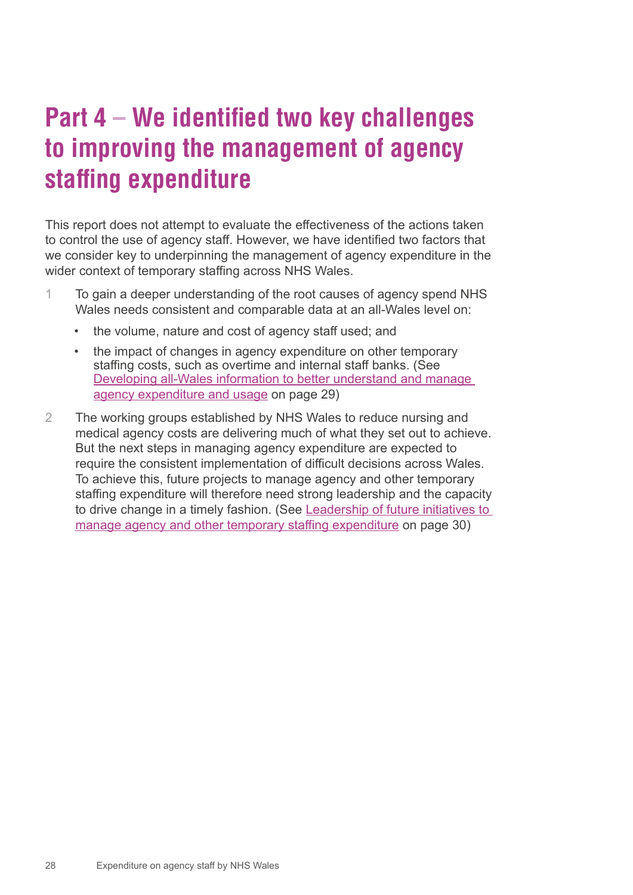# Part 4 – We identified two key challenges to improving the management of agency staffing expenditure

This report does not attempt to evaluate the effectiveness of the actions taken to control the use of agency staff. However, we have identified two factors that we consider key to underpinning the management of agency expenditure in the wider context of temporary staffing across NHS Wales.

1. To gain a deeper understanding of the root causes of agency spend NHS Wales needs consistent and comparable data at an all-Wales level on:
   - the volume, nature and cost of agency staff used; and
   - the impact of changes in agency expenditure on other temporary staffing costs, such as overtime and internal staff banks. (See Developing all-Wales information to better understand and manage agency expenditure and usage on page 29)
2. The working groups established by NHS Wales to reduce nursing and medical agency costs are delivering much of what they set out to achieve. But the next steps in managing agency expenditure are expected to require the consistent implementation of difficult decisions across Wales. To achieve this, future projects to manage agency and other temporary staffing expenditure will therefore need strong leadership and the capacity to drive change in a timely fashion. (See Leadership of future initiatives to manage agency and other temporary staffing expenditure on page 30)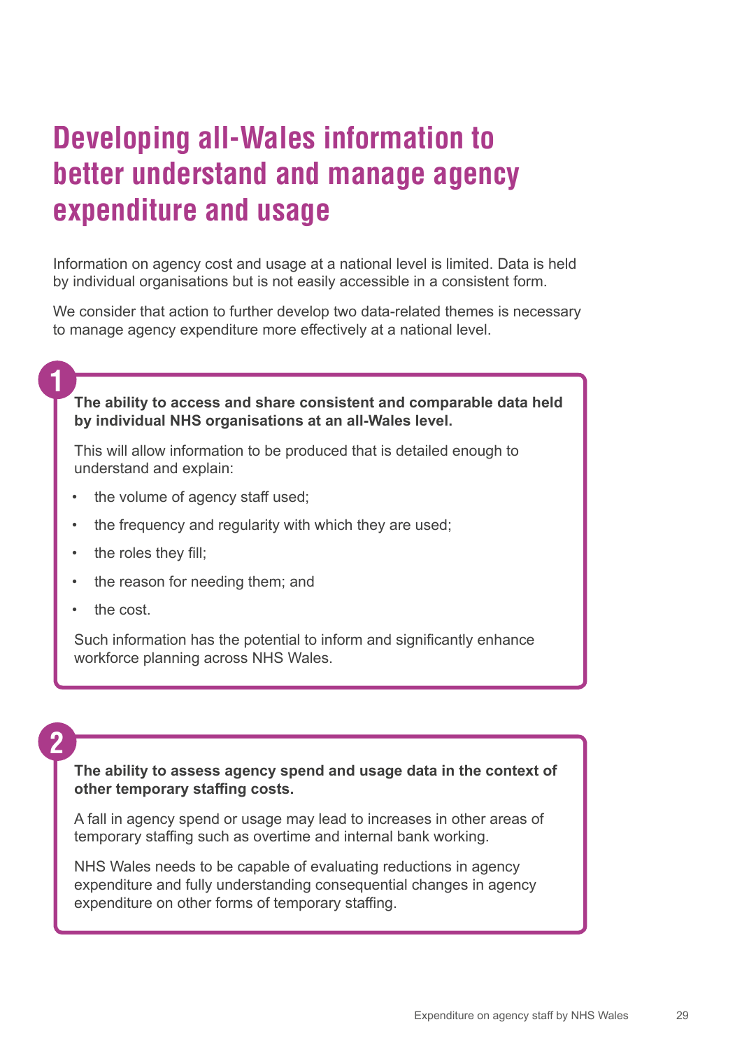# Developing all-Wales information to better understand and manage agency expenditure and usage

Information on agency cost and usage at a national level is limited. Data is held by individual organisations but is not easily accessible in a consistent form.

We consider that action to further develop two data-related themes is necessary to manage agency expenditure more effectively at a national level.

**1**

**The ability to access and share consistent and comparable data held by individual NHS organisations at an all-Wales level.**

This will allow information to be produced that is detailed enough to understand and explain:

- the volume of agency staff used;
- the frequency and regularity with which they are used;
- the roles they fill;
- the reason for needing them; and
- the cost.

Such information has the potential to inform and significantly enhance workforce planning across NHS Wales.

**2**

**The ability to assess agency spend and usage data in the context of other temporary staffing costs.**

A fall in agency spend or usage may lead to increases in other areas of temporary staffing such as overtime and internal bank working.

NHS Wales needs to be capable of evaluating reductions in agency expenditure and fully understanding consequential changes in agency expenditure on other forms of temporary staffing.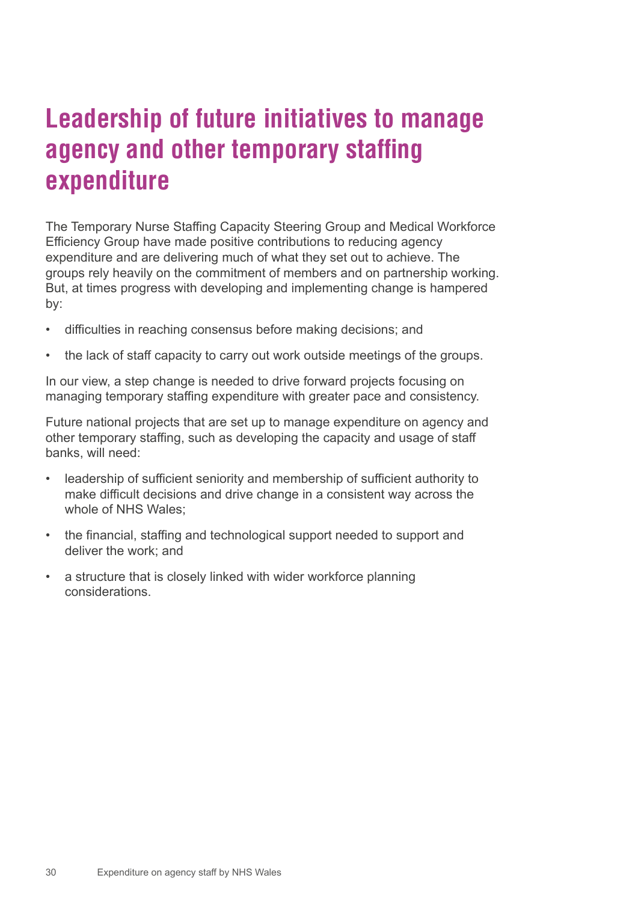# Leadership of future initiatives to manage agency and other temporary staffing expenditure

The Temporary Nurse Staffing Capacity Steering Group and Medical Workforce Efficiency Group have made positive contributions to reducing agency expenditure and are delivering much of what they set out to achieve. The groups rely heavily on the commitment of members and on partnership working. But, at times progress with developing and implementing change is hampered by:

- difficulties in reaching consensus before making decisions; and
- the lack of staff capacity to carry out work outside meetings of the groups.

In our view, a step change is needed to drive forward projects focusing on managing temporary staffing expenditure with greater pace and consistency.

Future national projects that are set up to manage expenditure on agency and other temporary staffing, such as developing the capacity and usage of staff banks, will need:

- leadership of sufficient seniority and membership of sufficient authority to make difficult decisions and drive change in a consistent way across the whole of NHS Wales;
- the financial, staffing and technological support needed to support and deliver the work; and
- a structure that is closely linked with wider workforce planning considerations.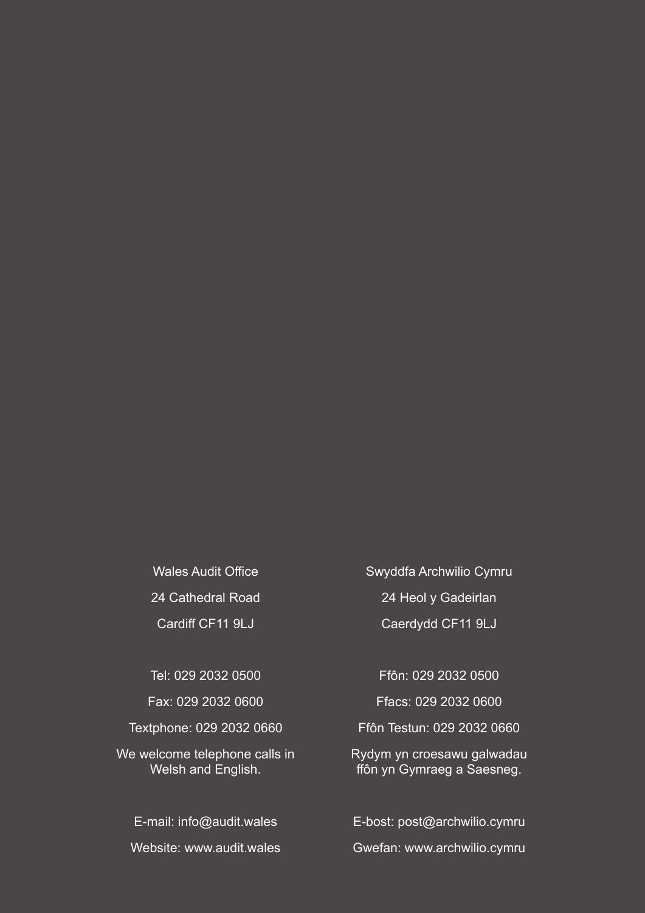Wales Audit Office

24 Cathedral Road

Cardiff CF11 9LJ

Tel: 029 2032 0500

Fax: 029 2032 0600

Textphone: 029 2032 0660

We welcome telephone calls in Welsh and English.

E-mail: info@audit.wales

Website: www.audit.wales

Swyddfa Archwilio Cymru

24 Heol y Gadeirlan

Caerdydd CF11 9LJ

Ffôn: 029 2032 0500

Ffacs: 029 2032 0600

Ffôn Testun: 029 2032 0660

Rydym yn croesawu galwadau ffôn yn Gymraeg a Saesneg.

E-bost: post@archwilio.cymru

Gwefan: www.archwilio.cymru